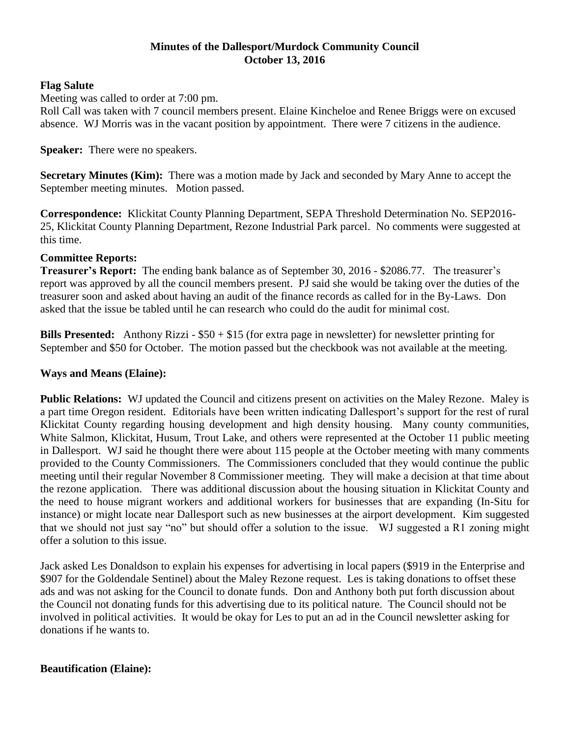# Minutes of the Dallesport/Murdock Community Council
## October 13, 2016

**Flag Salute**

Meeting was called to order at 7:00 pm.

Roll Call was taken with 7 council members present. Elaine Kincheloe and Renee Briggs were on excused absence. WJ Morris was in the vacant position by appointment. There were 7 citizens in the audience.

**Speaker:** There were no speakers.

**Secretary Minutes (Kim):** There was a motion made by Jack and seconded by Mary Anne to accept the September meeting minutes. Motion passed.

**Correspondence:** Klickitat County Planning Department, SEPA Threshold Determination No. SEP2016-25, Klickitat County Planning Department, Rezone Industrial Park parcel. No comments were suggested at this time.

**Committee Reports:**

**Treasurer's Report:** The ending bank balance as of September 30, 2016 - $2086.77. The treasurer's report was approved by all the council members present. PJ said she would be taking over the duties of the treasurer soon and asked about having an audit of the finance records as called for in the By-Laws. Don asked that the issue be tabled until he can research who could do the audit for minimal cost.

**Bills Presented:** Anthony Rizzi - $50 + $15 (for extra page in newsletter) for newsletter printing for September and $50 for October. The motion passed but the checkbook was not available at the meeting.

**Ways and Means (Elaine):**

**Public Relations:** WJ updated the Council and citizens present on activities on the Maley Rezone. Maley is a part time Oregon resident. Editorials have been written indicating Dallesport's support for the rest of rural Klickitat County regarding housing development and high density housing. Many county communities, White Salmon, Klickitat, Husum, Trout Lake, and others were represented at the October 11 public meeting in Dallesport. WJ said he thought there were about 115 people at the October meeting with many comments provided to the County Commissioners. The Commissioners concluded that they would continue the public meeting until their regular November 8 Commissioner meeting. They will make a decision at that time about the rezone application. There was additional discussion about the housing situation in Klickitat County and the need to house migrant workers and additional workers for businesses that are expanding (In-Situ for instance) or might locate near Dallesport such as new businesses at the airport development. Kim suggested that we should not just say "no" but should offer a solution to the issue. WJ suggested a R1 zoning might offer a solution to this issue.

Jack asked Les Donaldson to explain his expenses for advertising in local papers ($919 in the Enterprise and $907 for the Goldendale Sentinel) about the Maley Rezone request. Les is taking donations to offset these ads and was not asking for the Council to donate funds. Don and Anthony both put forth discussion about the Council not donating funds for this advertising due to its political nature. The Council should not be involved in political activities. It would be okay for Les to put an ad in the Council newsletter asking for donations if he wants to.

**Beautification (Elaine):**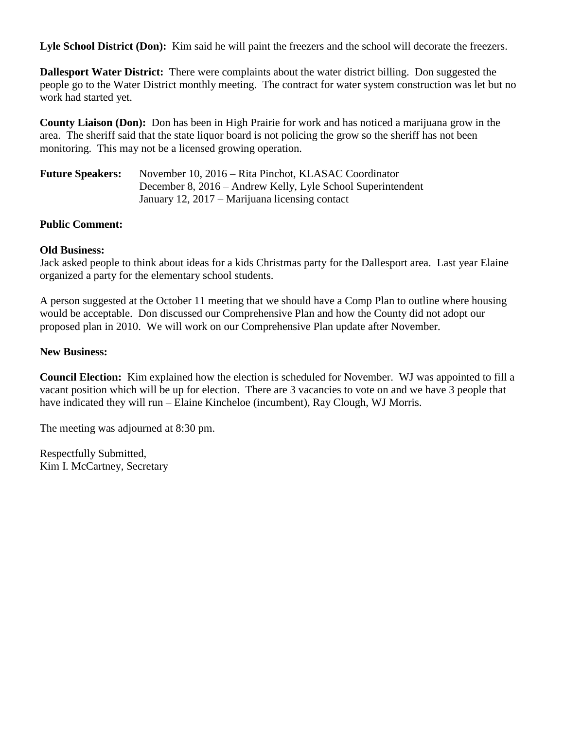**Lyle School District (Don):** Kim said he will paint the freezers and the school will decorate the freezers.

**Dallesport Water District:** There were complaints about the water district billing. Don suggested the people go to the Water District monthly meeting. The contract for water system construction was let but no work had started yet.

**County Liaison (Don):** Don has been in High Prairie for work and has noticed a marijuana grow in the area. The sheriff said that the state liquor board is not policing the grow so the sheriff has not been monitoring. This may not be a licensed growing operation.

**Future Speakers:**
November 10, 2016 – Rita Pinchot, KLASAC Coordinator
December 8, 2016 – Andrew Kelly, Lyle School Superintendent
January 12, 2017 – Marijuana licensing contact

**Public Comment:**

**Old Business:**
Jack asked people to think about ideas for a kids Christmas party for the Dallesport area. Last year Elaine organized a party for the elementary school students.

A person suggested at the October 11 meeting that we should have a Comp Plan to outline where housing would be acceptable. Don discussed our Comprehensive Plan and how the County did not adopt our proposed plan in 2010. We will work on our Comprehensive Plan update after November.

**New Business:**

**Council Election:** Kim explained how the election is scheduled for November. WJ was appointed to fill a vacant position which will be up for election. There are 3 vacancies to vote on and we have 3 people that have indicated they will run – Elaine Kincheloe (incumbent), Ray Clough, WJ Morris.

The meeting was adjourned at 8:30 pm.

Respectfully Submitted,
Kim I. McCartney, Secretary